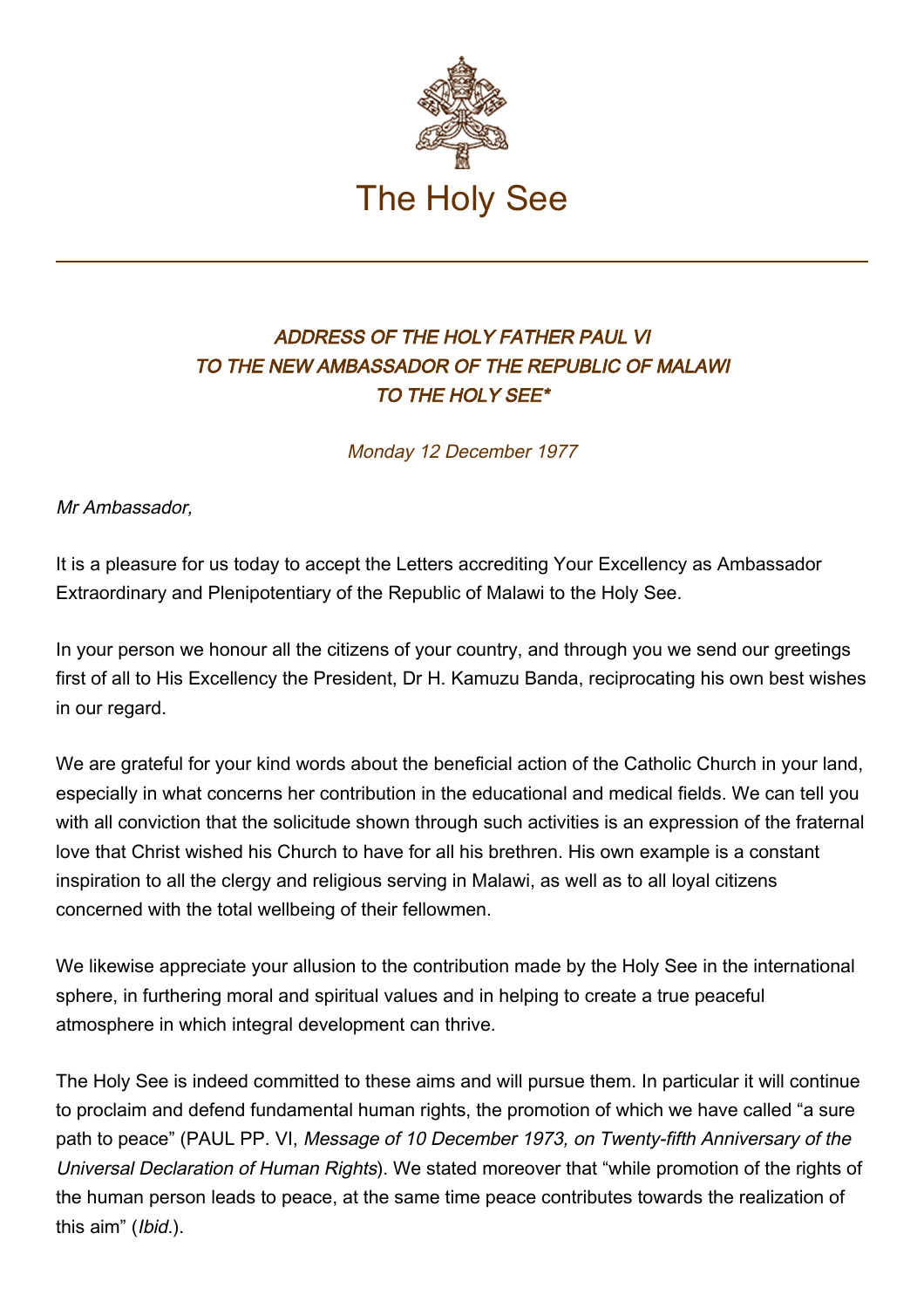# The Holy See

## *ADDRESS OF THE HOLY FATHER PAUL VI TO THE NEW AMBASSADOR OF THE REPUBLIC OF MALAWI TO THE HOLY SEE**

*Monday 12 December 1977*

*Mr Ambassador,*

It is a pleasure for us today to accept the Letters accrediting Your Excellency as Ambassador Extraordinary and Plenipotentiary of the Republic of Malawi to the Holy See.

In your person we honour all the citizens of your country, and through you we send our greetings first of all to His Excellency the President, Dr H. Kamuzu Banda, reciprocating his own best wishes in our regard.

We are grateful for your kind words about the beneficial action of the Catholic Church in your land, especially in what concerns her contribution in the educational and medical fields. We can tell you with all conviction that the solicitude shown through such activities is an expression of the fraternal love that Christ wished his Church to have for all his brethren. His own example is a constant inspiration to all the clergy and religious serving in Malawi, as well as to all loyal citizens concerned with the total wellbeing of their fellowmen.

We likewise appreciate your allusion to the contribution made by the Holy See in the international sphere, in furthering moral and spiritual values and in helping to create a true peaceful atmosphere in which integral development can thrive.

The Holy See is indeed committed to these aims and will pursue them. In particular it will continue to proclaim and defend fundamental human rights, the promotion of which we have called "a sure path to peace" (PAUL PP. VI, *Message of 10 December 1973, on Twenty-fifth Anniversary of the Universal Declaration of Human Rights*). We stated moreover that "while promotion of the rights of the human person leads to peace, at the same time peace contributes towards the realization of this aim" (*Ibid.*).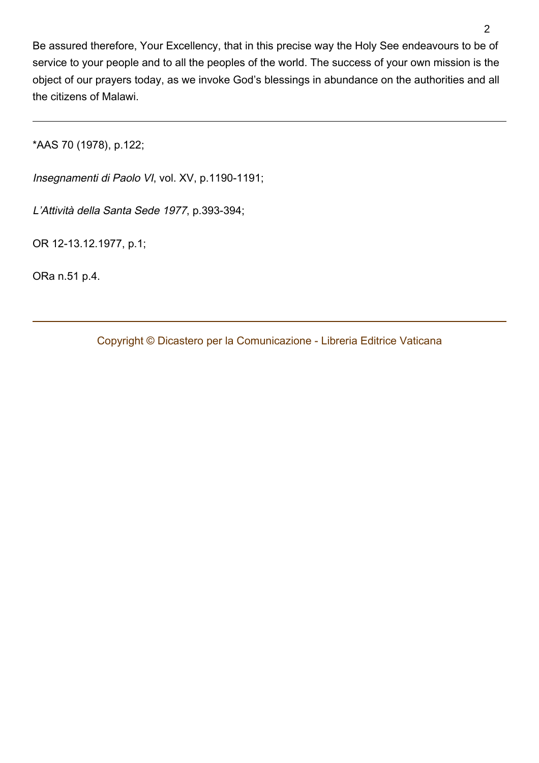Be assured therefore, Your Excellency, that in this precise way the Holy See endeavours to be of service to your people and to all the peoples of the world. The success of your own mission is the object of our prayers today, as we invoke God’s blessings in abundance on the authorities and all the citizens of Malawi.

---

*AAS 70 (1978), p.122;

*Insegnamenti di Paolo VI*, vol. XV, p.1190-1191;

*L’Attività della Santa Sede 1977*, p.393-394;

OR 12-13.12.1977, p.1;

ORa n.51 p.4.

---

Copyright © Dicastero per la Comunicazione - Libreria Editrice Vaticana